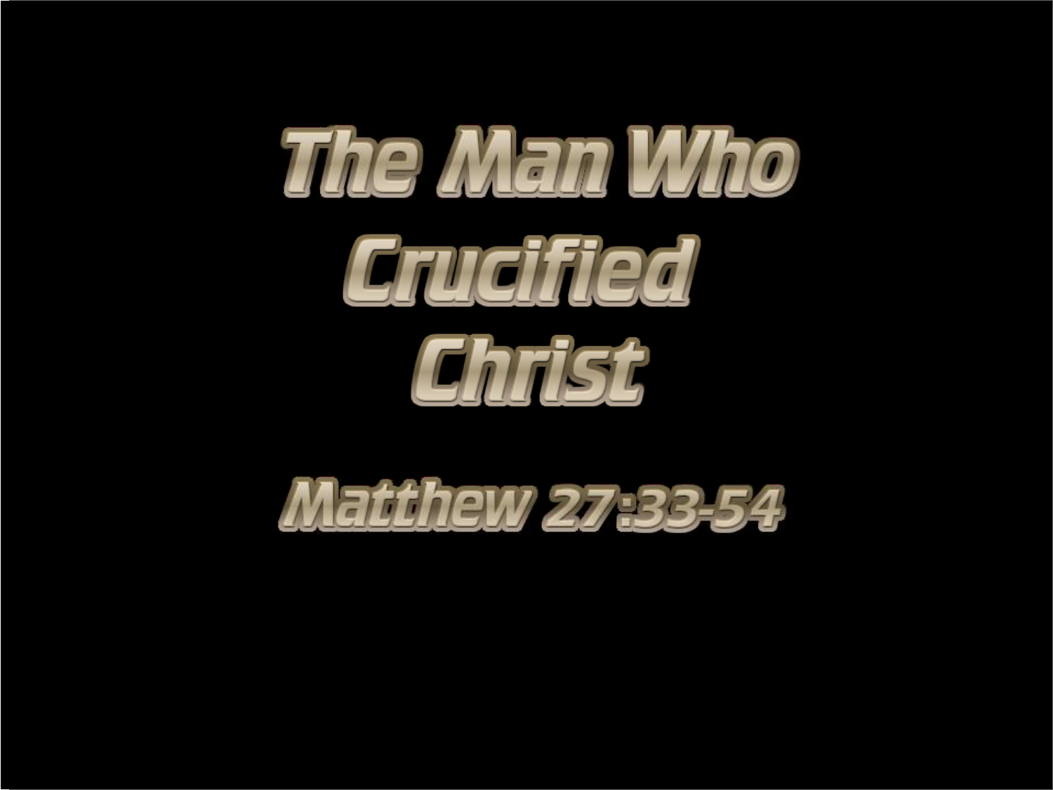# The Man Who Crucified Christ

## Matthew 27:33-54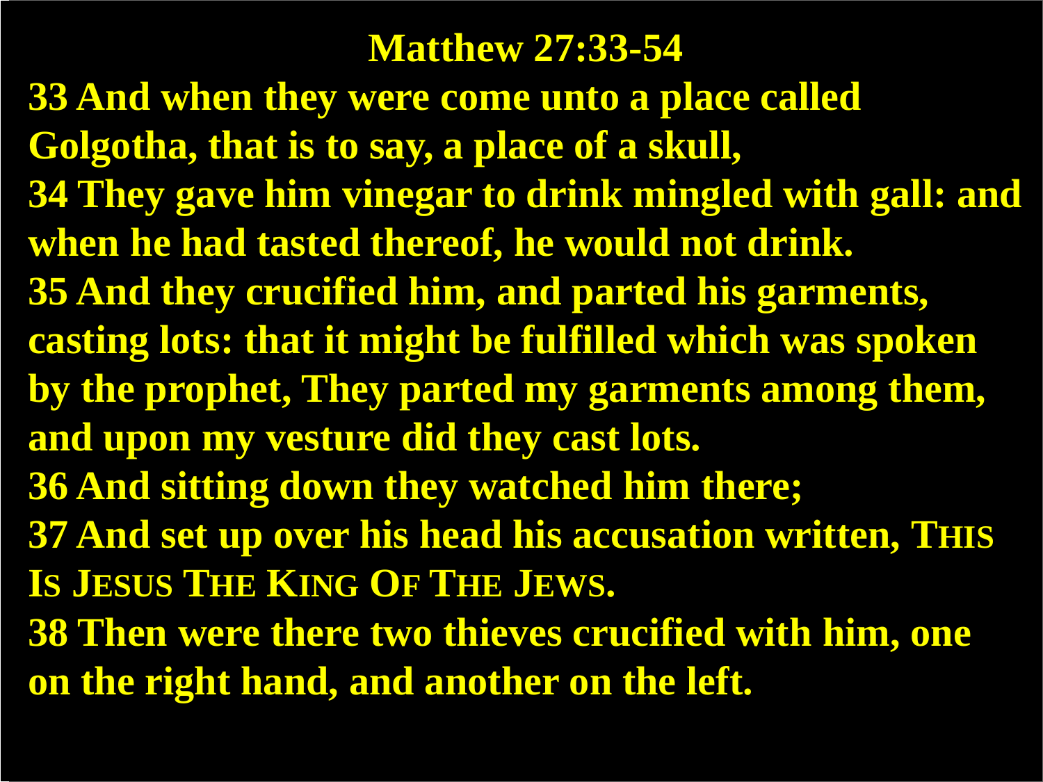# Matthew 27:33-54

**33 And when they were come unto a place called Golgotha, that is to say, a place of a skull,**

**34 They gave him vinegar to drink mingled with gall: and when he had tasted thereof, he would not drink.**

**35 And they crucified him, and parted his garments, casting lots: that it might be fulfilled which was spoken by the prophet, They parted my garments among them, and upon my vesture did they cast lots.**

**36 And sitting down they watched him there;**

**37 And set up over his head his accusation written, THIS IS JESUS THE KING OF THE JEWS.**

**38 Then were there two thieves crucified with him, one on the right hand, and another on the left.**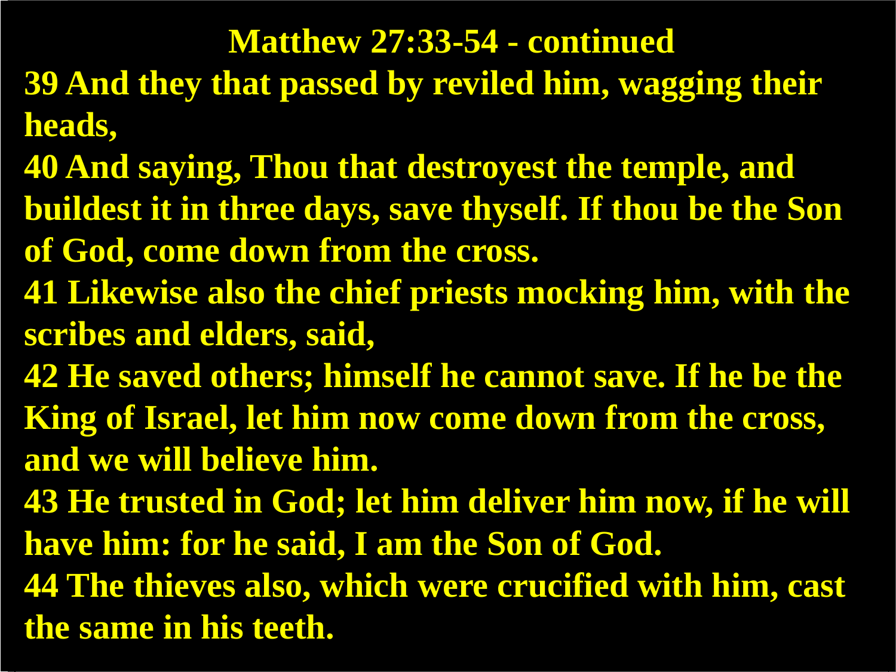# Matthew 27:33-54 - continued

**39 And they that passed by reviled him, wagging their heads,**

**40 And saying, Thou that destroyest the temple, and buildest it in three days, save thyself. If thou be the Son of God, come down from the cross.**

**41 Likewise also the chief priests mocking him, with the scribes and elders, said,**

**42 He saved others; himself he cannot save. If he be the King of Israel, let him now come down from the cross, and we will believe him.**

**43 He trusted in God; let him deliver him now, if he will have him: for he said, I am the Son of God.**

**44 The thieves also, which were crucified with him, cast the same in his teeth.**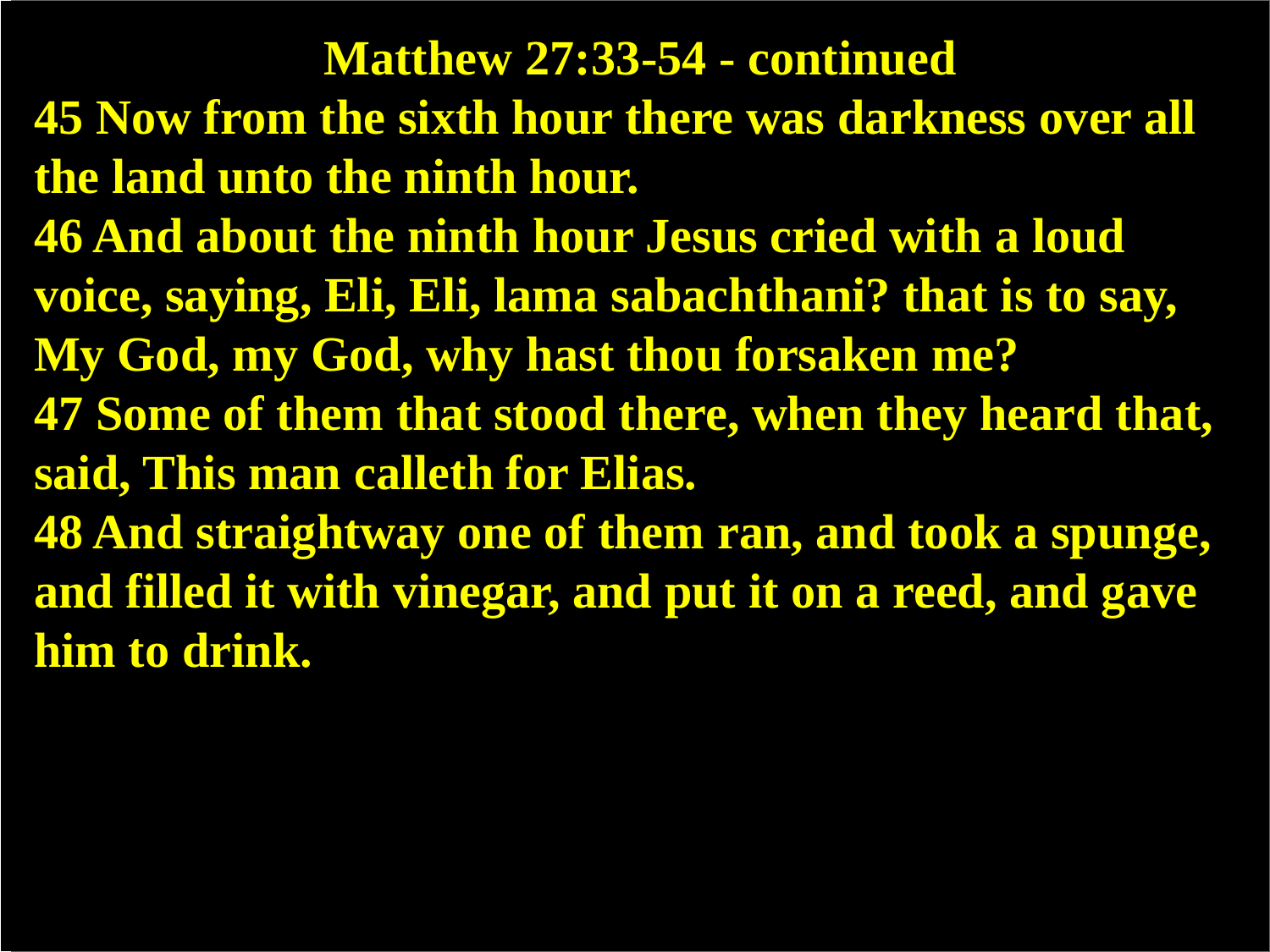# Matthew 27:33-54 - continued

**45 Now from the sixth hour there was darkness over all the land unto the ninth hour.**

**46 And about the ninth hour Jesus cried with a loud voice, saying, Eli, Eli, lama sabachthani? that is to say, My God, my God, why hast thou forsaken me?**

**47 Some of them that stood there, when they heard that, said, This man calleth for Elias.**

**48 And straightway one of them ran, and took a spunge, and filled it with vinegar, and put it on a reed, and gave him to drink.**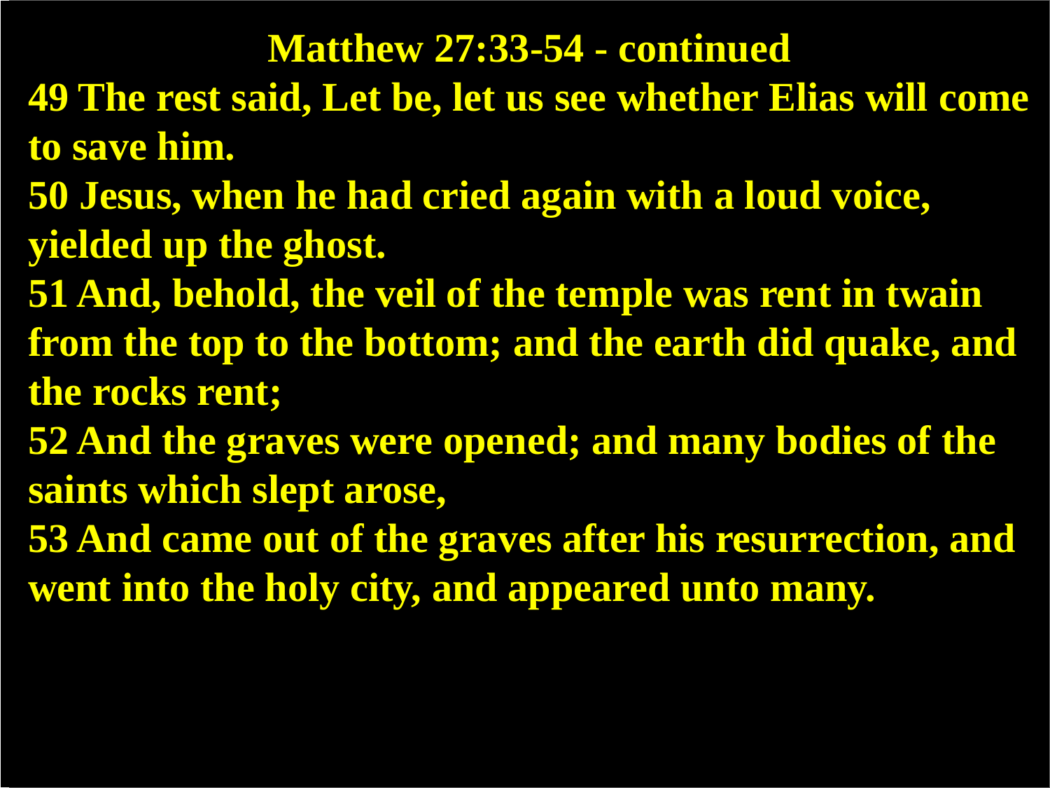## Matthew 27:33-54 - continued

**49 The rest said, Let be, let us see whether Elias will come to save him.**

**50 Jesus, when he had cried again with a loud voice, yielded up the ghost.**

**51 And, behold, the veil of the temple was rent in twain from the top to the bottom; and the earth did quake, and the rocks rent;**

**52 And the graves were opened; and many bodies of the saints which slept arose,**

**53 And came out of the graves after his resurrection, and went into the holy city, and appeared unto many.**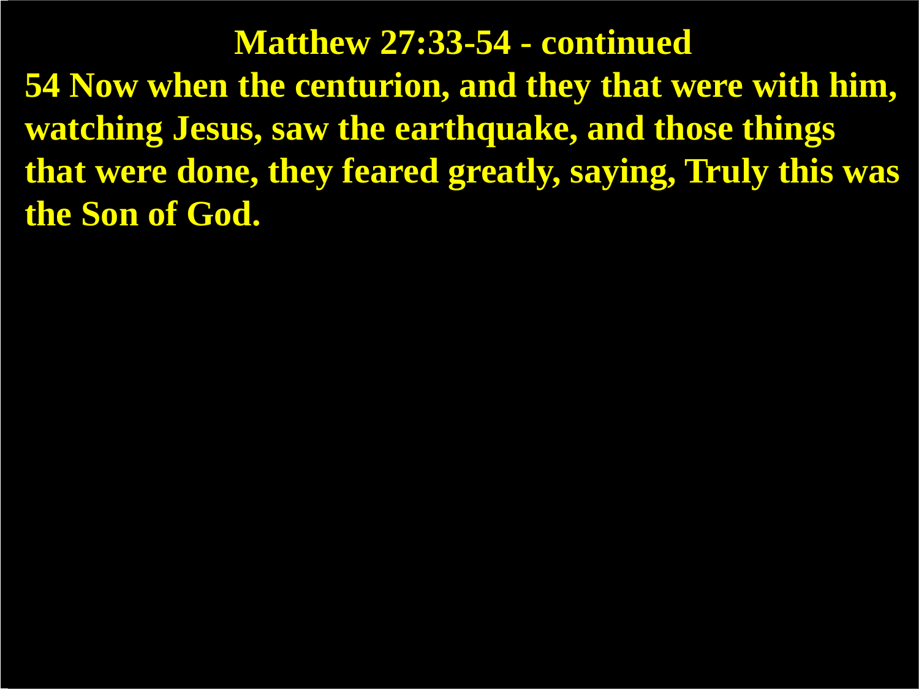## Matthew 27:33-54 - continued

**54 Now when the centurion, and they that were with him, watching Jesus, saw the earthquake, and those things that were done, they feared greatly, saying, Truly this was the Son of God.**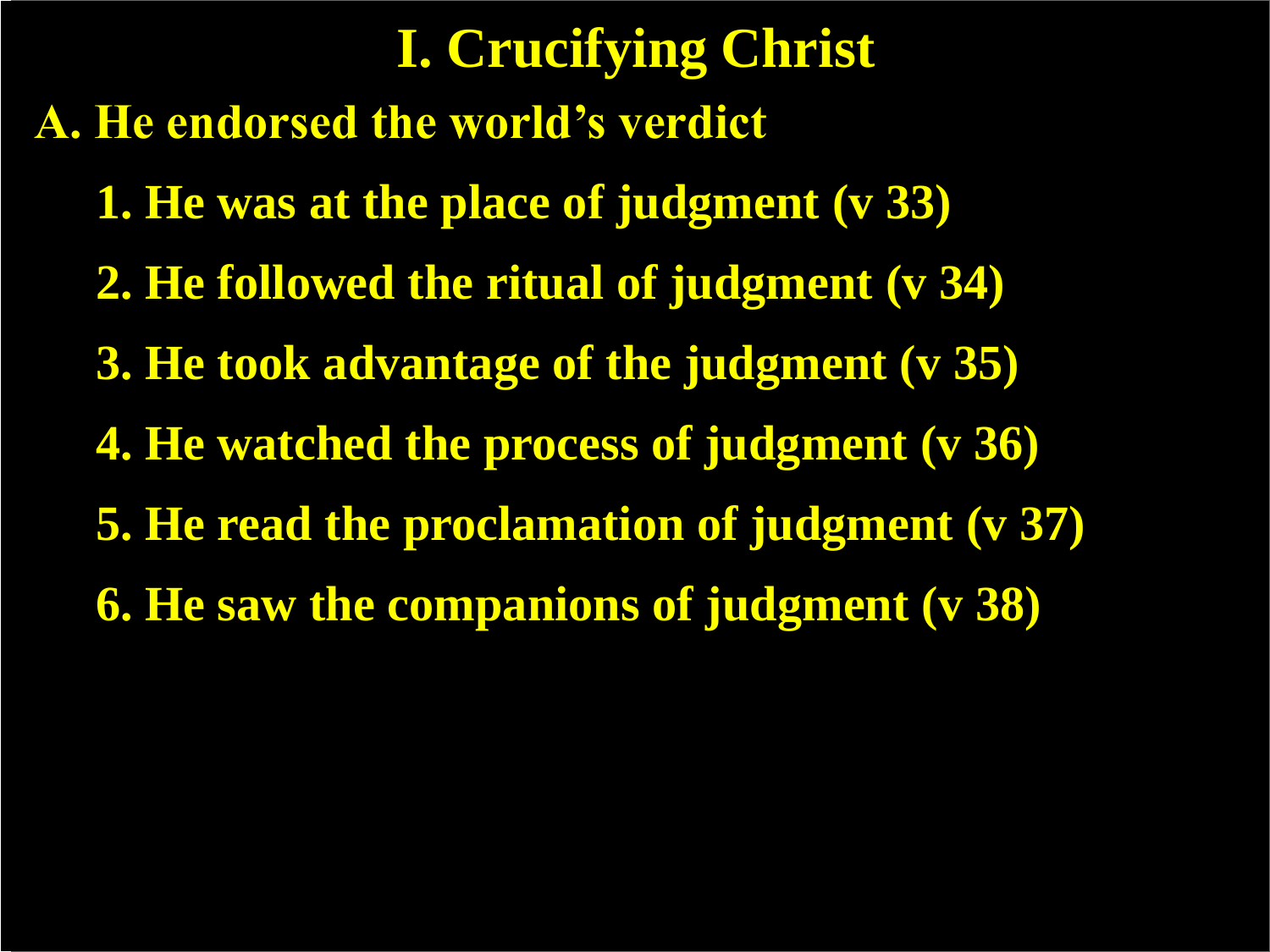# I. Crucifying Christ

## A. He endorsed the world's verdict

1. He was at the place of judgment (v 33)
2. He followed the ritual of judgment (v 34)
3. He took advantage of the judgment (v 35)
4. He watched the process of judgment (v 36)
5. He read the proclamation of judgment (v 37)
6. He saw the companions of judgment (v 38)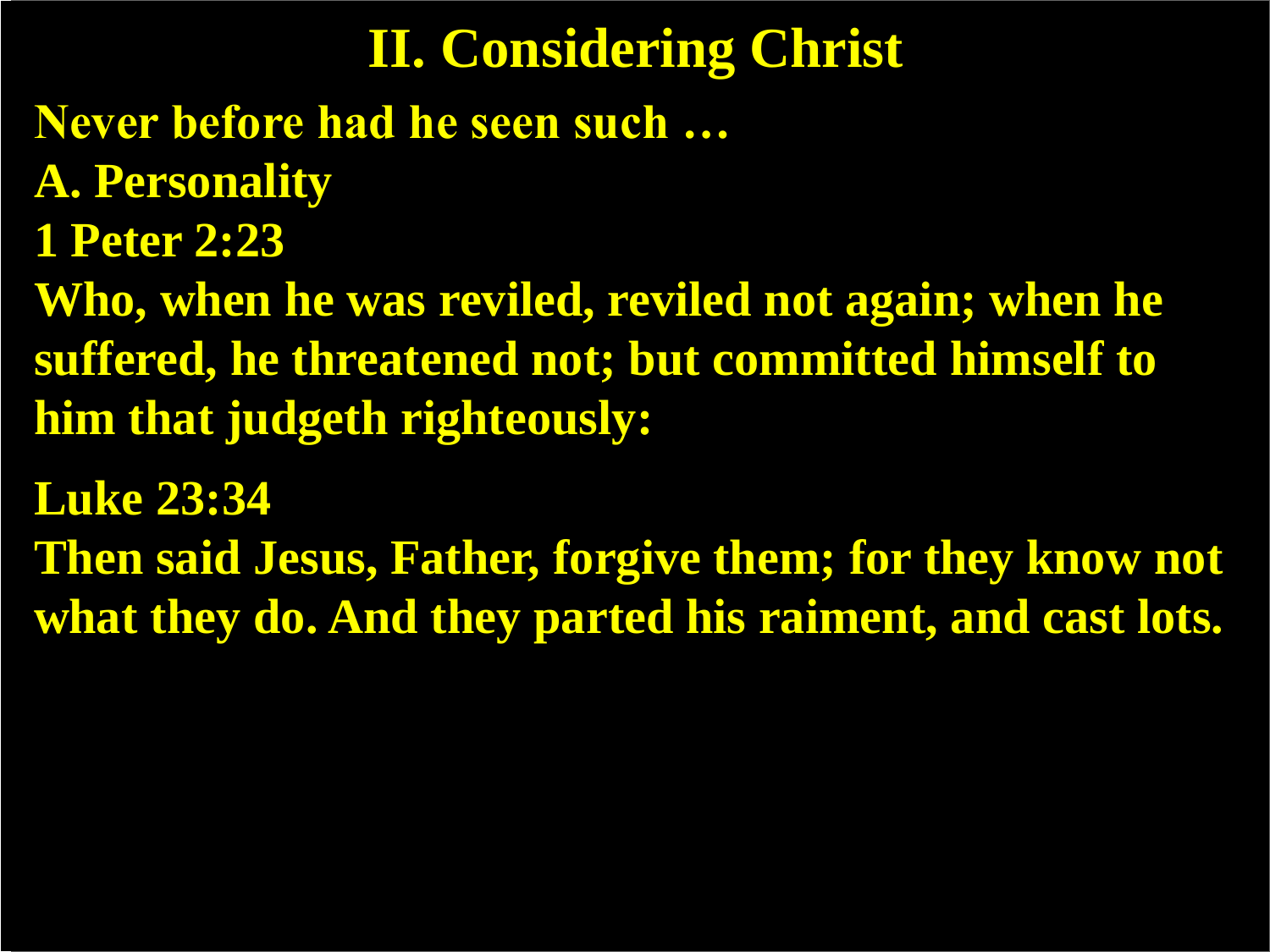# II. Considering Christ

**Never before had he seen such …**

**A. Personality**

**1 Peter 2:23**

**Who, when he was reviled, reviled not again; when he suffered, he threatened not; but committed himself to him that judgeth righteously:**

**Luke 23:34**

**Then said Jesus, Father, forgive them; for they know not what they do. And they parted his raiment, and cast lots.**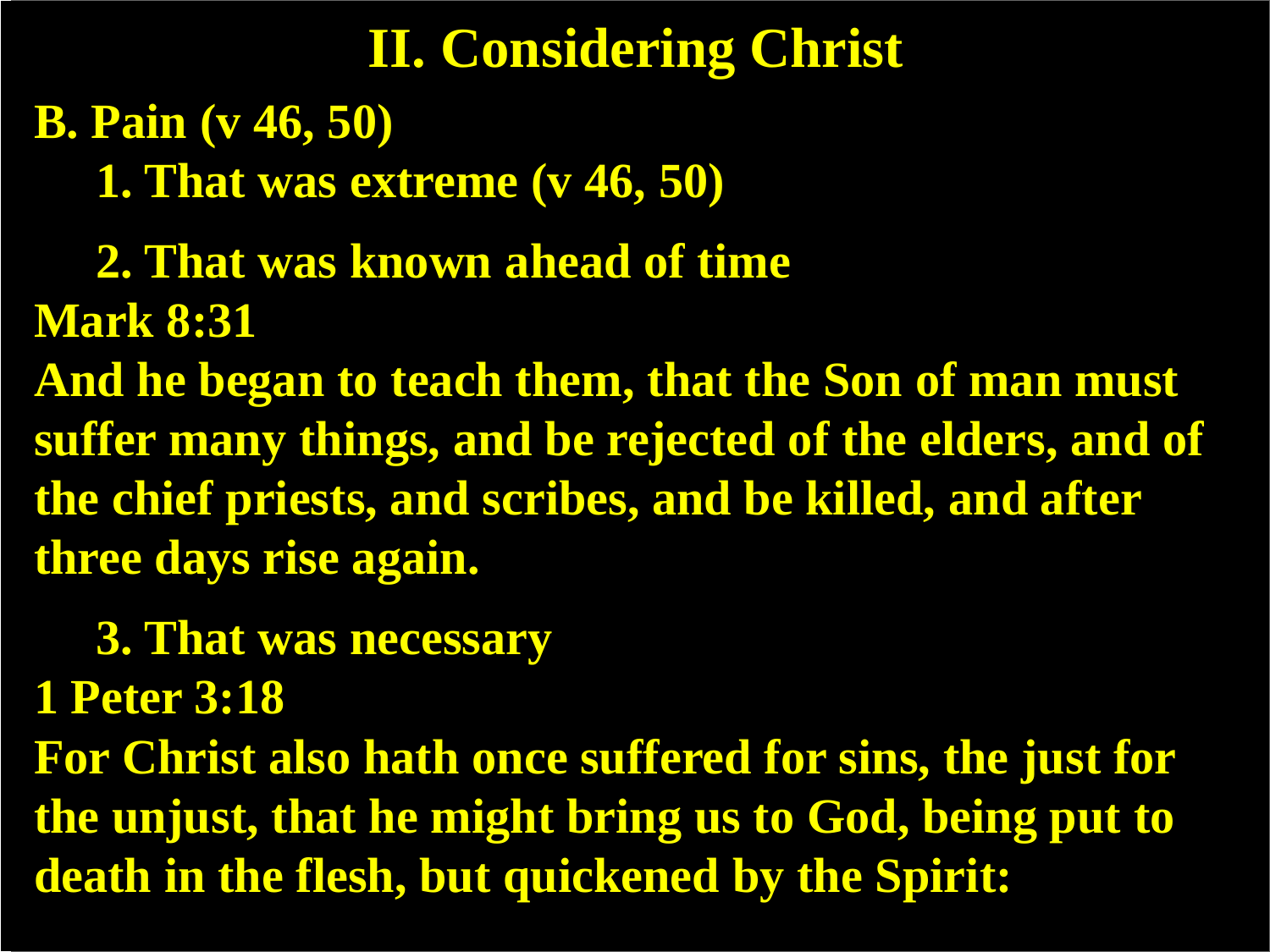# II. Considering Christ

**B. Pain (v 46, 50)**

**1. That was extreme (v 46, 50)**

**2. That was known ahead of time**

**Mark 8:31**

**And he began to teach them, that the Son of man must suffer many things, and be rejected of the elders, and of the chief priests, and scribes, and be killed, and after three days rise again.**

**3. That was necessary**

**1 Peter 3:18**

**For Christ also hath once suffered for sins, the just for the unjust, that he might bring us to God, being put to death in the flesh, but quickened by the Spirit:**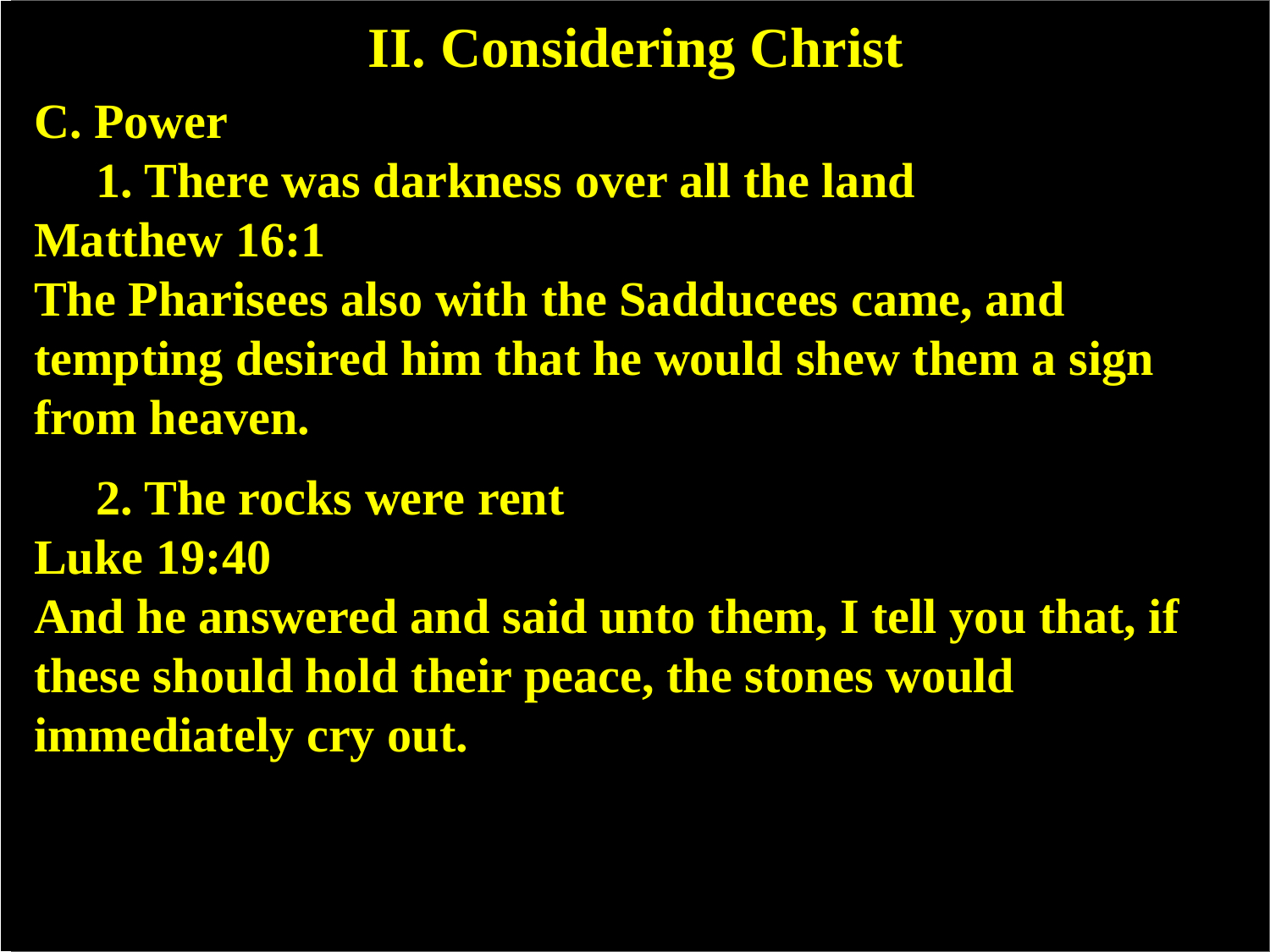# II. Considering Christ

**C. Power**

**1. There was darkness over all the land**

**Matthew 16:1**

**The Pharisees also with the Sadducees came, and tempting desired him that he would shew them a sign from heaven.**

**2. The rocks were rent**

**Luke 19:40**

**And he answered and said unto them, I tell you that, if these should hold their peace, the stones would immediately cry out.**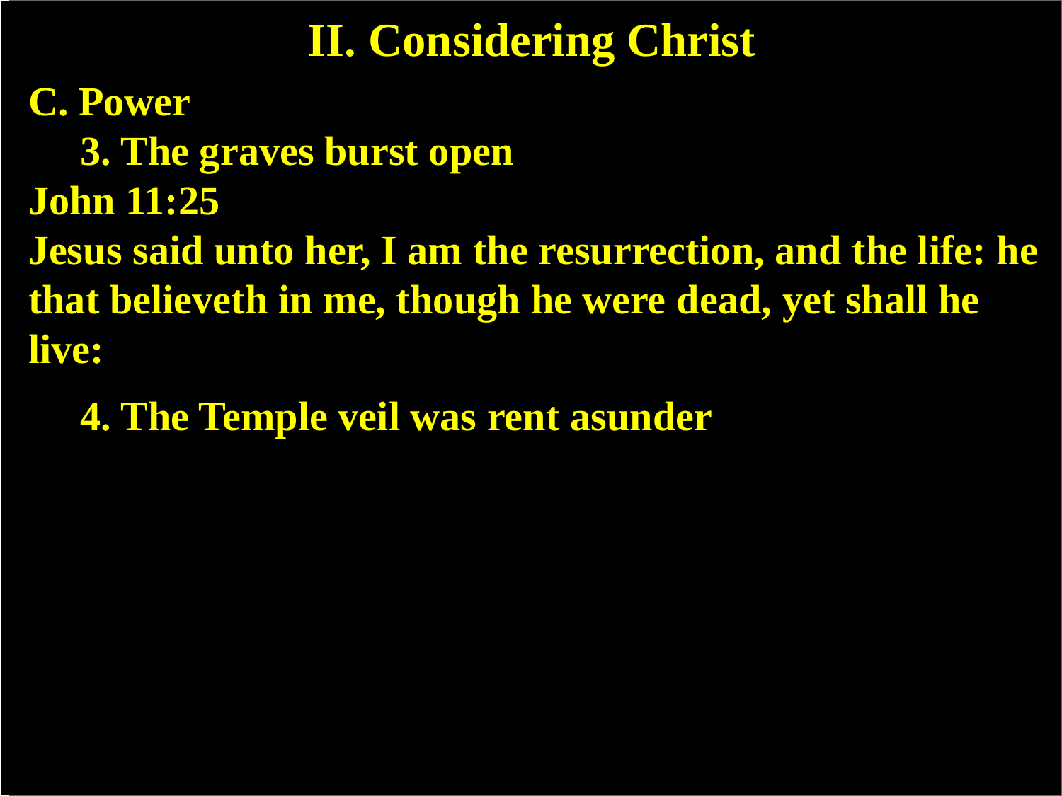# II. Considering Christ

**C. Power**

**3. The graves burst open**

**John 11:25**

**Jesus said unto her, I am the resurrection, and the life: he that believeth in me, though he were dead, yet shall he live:**

**4. The Temple veil was rent asunder**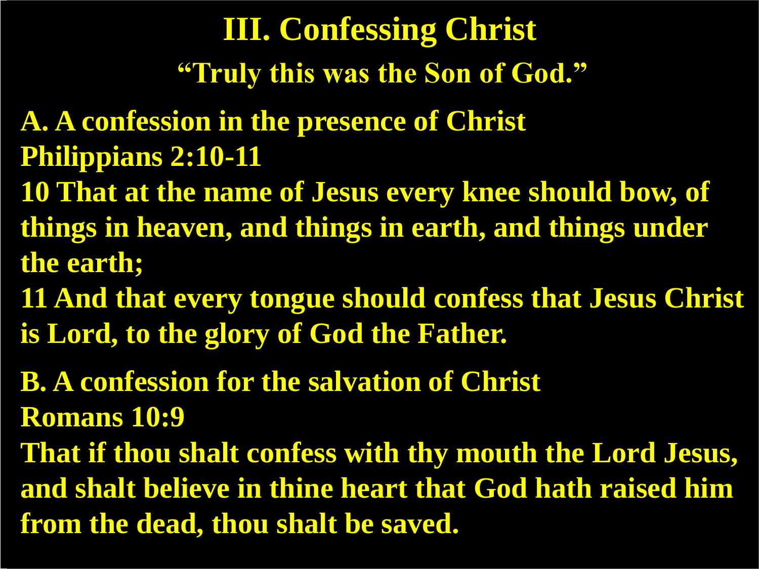# III. Confessing Christ

## "Truly this was the Son of God."

**A. A confession in the presence of Christ**

**Philippians 2:10-11**

**10 That at the name of Jesus every knee should bow, of things in heaven, and things in earth, and things under the earth;**

**11 And that every tongue should confess that Jesus Christ is Lord, to the glory of God the Father.**

**B. A confession for the salvation of Christ**

**Romans 10:9**

**That if thou shalt confess with thy mouth the Lord Jesus, and shalt believe in thine heart that God hath raised him from the dead, thou shalt be saved.**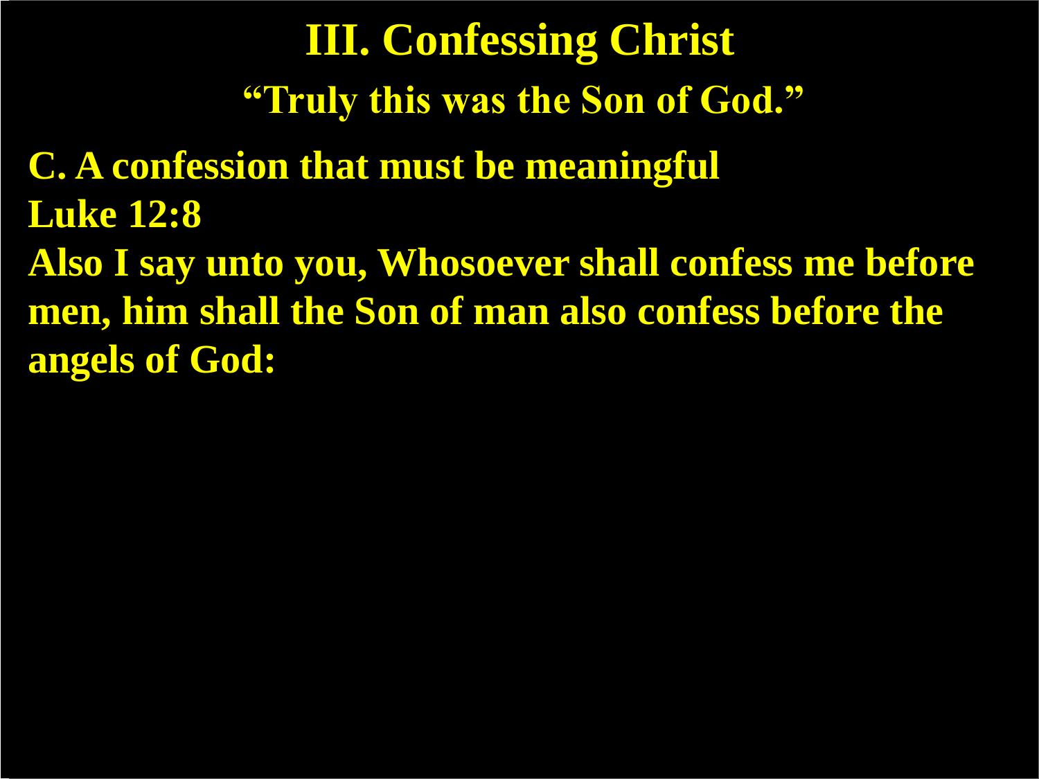# III. Confessing Christ

## "Truly this was the Son of God."

**C. A confession that must be meaningful**

**Luke 12:8**

**Also I say unto you, Whosoever shall confess me before men, him shall the Son of man also confess before the angels of God:**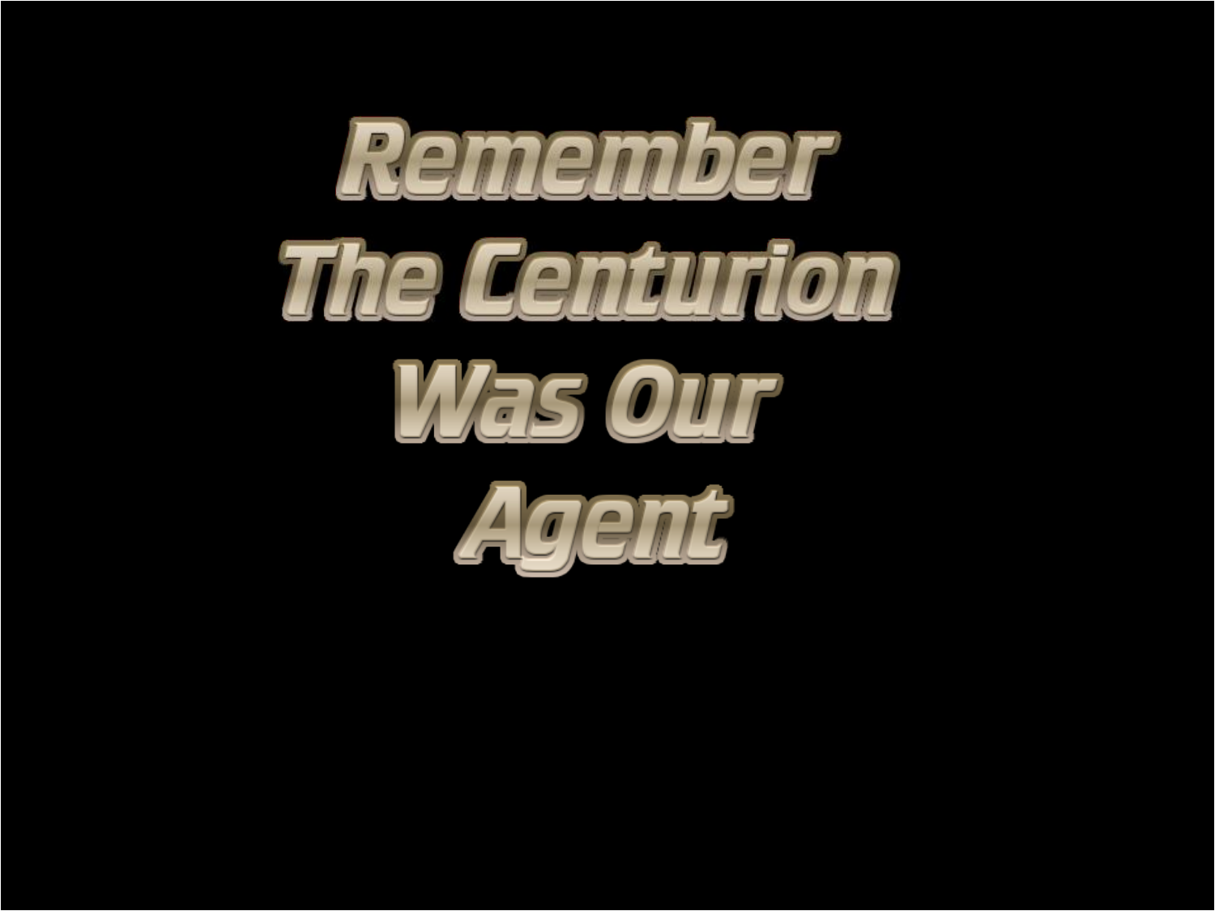# Remember The Centurion Was Our Agent